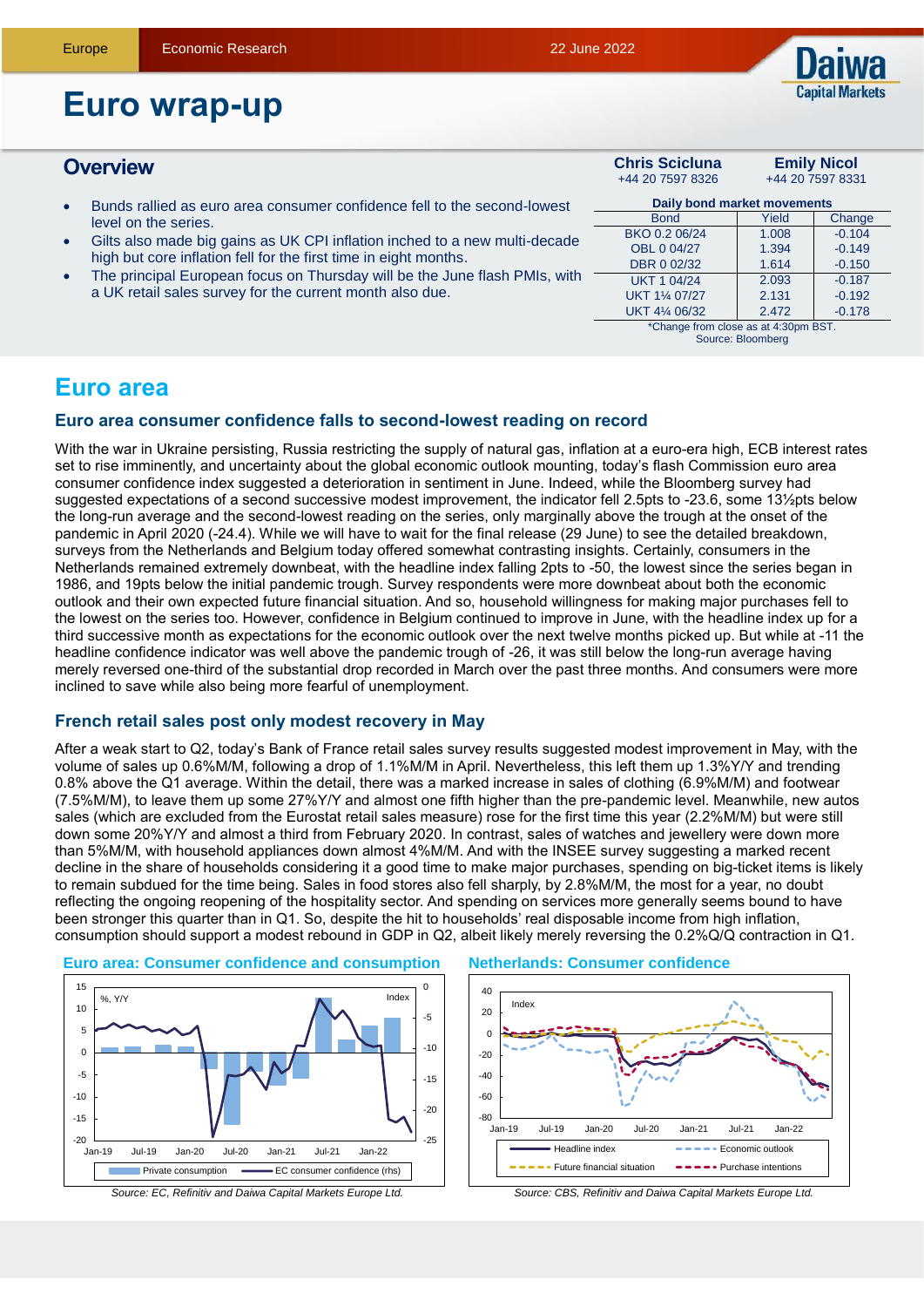Europe | Economic Research | 22 June 2022

# Euro wrap-up

## Overview

- Bunds rallied as euro area consumer confidence fell to the second-lowest level on the series.
- Gilts also made big gains as UK CPI inflation inched to a new multi-decade high but core inflation fell for the first time in eight months.
- The principal European focus on Thursday will be the June flash PMIs, with a UK retail sales survey for the current month also due.

**Chris Scicluna** +44 20 7597 8326

**Emily Nicol** +44 20 7597 8331

**Daily bond market movements**

| Bond | Yield | Change |
|---|---|---|
| BKO 0.2 06/24 | 1.008 | -0.104 |
| OBL 0 04/27 | 1.394 | -0.149 |
| DBR 0 02/32 | 1.614 | -0.150 |
| UKT 1 04/24 | 2.093 | -0.187 |
| UKT 1¼ 07/27 | 2.131 | -0.192 |
| UKT 4¼ 06/32 | 2.472 | -0.178 |

*Change from close as at 4:30pm BST.
Source: Bloomberg

# Euro area

### Euro area consumer confidence falls to second-lowest reading on record

With the war in Ukraine persisting, Russia restricting the supply of natural gas, inflation at a euro-era high, ECB interest rates set to rise imminently, and uncertainty about the global economic outlook mounting, today's flash Commission euro area consumer confidence index suggested a deterioration in sentiment in June. Indeed, while the Bloomberg survey had suggested expectations of a second successive modest improvement, the indicator fell 2.5pts to -23.6, some 13½pts below the long-run average and the second-lowest reading on the series, only marginally above the trough at the onset of the pandemic in April 2020 (-24.4). While we will have to wait for the final release (29 June) to see the detailed breakdown, surveys from the Netherlands and Belgium today offered somewhat contrasting insights. Certainly, consumers in the Netherlands remained extremely downbeat, with the headline index falling 2pts to -50, the lowest since the series began in 1986, and 19pts below the initial pandemic trough. Survey respondents were more downbeat about both the economic outlook and their own expected future financial situation. And so, household willingness for making major purchases fell to the lowest on the series too. However, confidence in Belgium continued to improve in June, with the headline index up for a third successive month as expectations for the economic outlook over the next twelve months picked up. But while at -11 the headline confidence indicator was well above the pandemic trough of -26, it was still below the long-run average having merely reversed one-third of the substantial drop recorded in March over the past three months. And consumers were more inclined to save while also being more fearful of unemployment.

### French retail sales post only modest recovery in May

After a weak start to Q2, today's Bank of France retail sales survey results suggested modest improvement in May, with the volume of sales up 0.6%M/M, following a drop of 1.1%M/M in April. Nevertheless, this left them up 1.3%Y/Y and trending 0.8% above the Q1 average. Within the detail, there was a marked increase in sales of clothing (6.9%M/M) and footwear (7.5%M/M), to leave them up some 27%Y/Y and almost one fifth higher than the pre-pandemic level. Meanwhile, new autos sales (which are excluded from the Eurostat retail sales measure) rose for the first time this year (2.2%M/M) but were still down some 20%Y/Y and almost a third from February 2020. In contrast, sales of watches and jewellery were down more than 5%M/M, with household appliances down almost 4%M/M. And with the INSEE survey suggesting a marked recent decline in the share of households considering it a good time to make major purchases, spending on big-ticket items is likely to remain subdued for the time being. Sales in food stores also fell sharply, by 2.8%M/M, the most for a year, no doubt reflecting the ongoing reopening of the hospitality sector. And spending on services more generally seems bound to have been stronger this quarter than in Q1. So, despite the hit to households' real disposable income from high inflation, consumption should support a modest rebound in GDP in Q2, albeit likely merely reversing the 0.2%Q/Q contraction in Q1.

**Euro area: Consumer confidence and consumption**

*Source: EC, Refinitiv and Daiwa Capital Markets Europe Ltd.*

**Netherlands: Consumer confidence**

*Source: CBS, Refinitiv and Daiwa Capital Markets Europe Ltd.*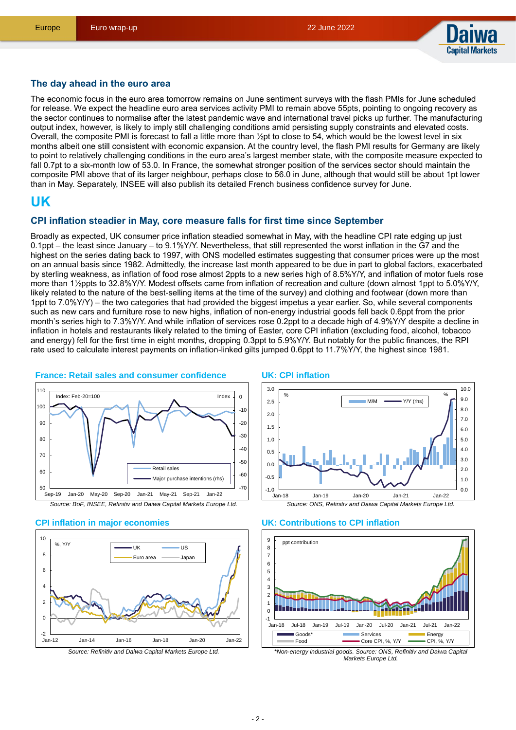## The day ahead in the euro area

The economic focus in the euro area tomorrow remains on June sentiment surveys with the flash PMIs for June scheduled for release. We expect the headline euro area services activity PMI to remain above 55pts, pointing to ongoing recovery as the sector continues to normalise after the latest pandemic wave and international travel picks up further. The manufacturing output index, however, is likely to imply still challenging conditions amid persisting supply constraints and elevated costs. Overall, the composite PMI is forecast to fall a little more than ½pt to close to 54, which would be the lowest level in six months albeit one still consistent with economic expansion. At the country level, the flash PMI results for Germany are likely to point to relatively challenging conditions in the euro area's largest member state, with the composite measure expected to fall 0.7pt to a six-month low of 53.0. In France, the somewhat stronger position of the services sector should maintain the composite PMI above that of its larger neighbour, perhaps close to 56.0 in June, although that would still be about 1pt lower than in May. Separately, INSEE will also publish its detailed French business confidence survey for June.

# UK

## CPI inflation steadier in May, core measure falls for first time since September

Broadly as expected, UK consumer price inflation steadied somewhat in May, with the headline CPI rate edging up just 0.1ppt – the least since January – to 9.1%Y/Y. Nevertheless, that still represented the worst inflation in the G7 and the highest on the series dating back to 1997, with ONS modelled estimates suggesting that consumer prices were up the most on an annual basis since 1982. Admittedly, the increase last month appeared to be due in part to global factors, exacerbated by sterling weakness, as inflation of food rose almost 2ppts to a new series high of 8.5%Y/Y, and inflation of motor fuels rose more than 1½ppts to 32.8%Y/Y. Modest offsets came from inflation of recreation and culture (down almost 1ppt to 5.0%Y/Y, likely related to the nature of the best-selling items at the time of the survey) and clothing and footwear (down more than 1ppt to 7.0%Y/Y) – the two categories that had provided the biggest impetus a year earlier. So, while several components such as new cars and furniture rose to new highs, inflation of non-energy industrial goods fell back 0.6ppt from the prior month's series high of 7.3%Y/Y. And while inflation of services rose 0.2ppt to a decade high of 4.9%Y/Y despite a decline in inflation in hotels and restaurants likely related to the timing of Easter, core CPI inflation (excluding food, alcohol, tobacco and energy) fell for the first time in eight months, dropping 0.3ppt to 5.9%Y/Y. But notably for the public finances, the RPI rate used to calculate interest payments on inflation-linked gilts jumped 0.6ppt to 11.7%Y/Y, the highest since 1981.

**France: Retail sales and consumer confidence**

*Source: BoF, INSEE, Refinitiv and Daiwa Capital Markets Europe Ltd.*

**UK: CPI inflation**

*Source: ONS, Refinitiv and Daiwa Capital Markets Europe Ltd.*

**CPI inflation in major economies**

*Source: Refinitiv and Daiwa Capital Markets Europe Ltd.*

**UK: Contributions to CPI inflation**

*\*Non-energy industrial goods. Source: ONS, Refinitiv and Daiwa Capital Markets Europe Ltd.*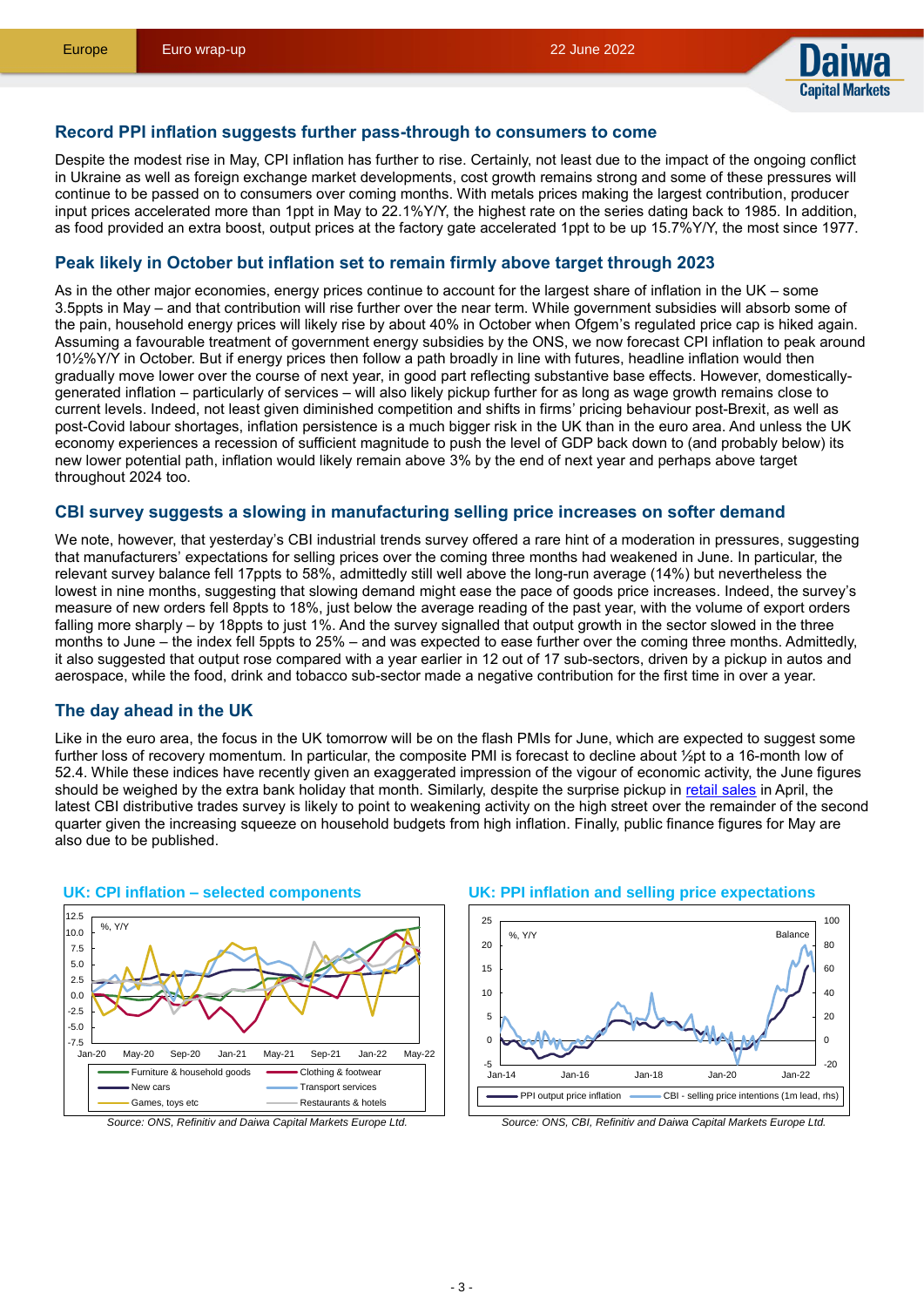## Record PPI inflation suggests further pass-through to consumers to come

Despite the modest rise in May, CPI inflation has further to rise. Certainly, not least due to the impact of the ongoing conflict in Ukraine as well as foreign exchange market developments, cost growth remains strong and some of these pressures will continue to be passed on to consumers over coming months. With metals prices making the largest contribution, producer input prices accelerated more than 1ppt in May to 22.1%Y/Y, the highest rate on the series dating back to 1985. In addition, as food provided an extra boost, output prices at the factory gate accelerated 1ppt to be up 15.7%Y/Y, the most since 1977.

## Peak likely in October but inflation set to remain firmly above target through 2023

As in the other major economies, energy prices continue to account for the largest share of inflation in the UK – some 3.5ppts in May – and that contribution will rise further over the near term. While government subsidies will absorb some of the pain, household energy prices will likely rise by about 40% in October when Ofgem's regulated price cap is hiked again. Assuming a favourable treatment of government energy subsidies by the ONS, we now forecast CPI inflation to peak around 10½%Y/Y in October. But if energy prices then follow a path broadly in line with futures, headline inflation would then gradually move lower over the course of next year, in good part reflecting substantive base effects. However, domestically-generated inflation – particularly of services – will also likely pickup further for as long as wage growth remains close to current levels. Indeed, not least given diminished competition and shifts in firms' pricing behaviour post-Brexit, as well as post-Covid labour shortages, inflation persistence is a much bigger risk in the UK than in the euro area. And unless the UK economy experiences a recession of sufficient magnitude to push the level of GDP back down to (and probably below) its new lower potential path, inflation would likely remain above 3% by the end of next year and perhaps above target throughout 2024 too.

## CBI survey suggests a slowing in manufacturing selling price increases on softer demand

We note, however, that yesterday's CBI industrial trends survey offered a rare hint of a moderation in pressures, suggesting that manufacturers' expectations for selling prices over the coming three months had weakened in June. In particular, the relevant survey balance fell 17ppts to 58%, admittedly still well above the long-run average (14%) but nevertheless the lowest in nine months, suggesting that slowing demand might ease the pace of goods price increases. Indeed, the survey's measure of new orders fell 8ppts to 18%, just below the average reading of the past year, with the volume of export orders falling more sharply – by 18ppts to just 1%. And the survey signalled that output growth in the sector slowed in the three months to June – the index fell 5ppts to 25% – and was expected to ease further over the coming three months. Admittedly, it also suggested that output rose compared with a year earlier in 12 out of 17 sub-sectors, driven by a pickup in autos and aerospace, while the food, drink and tobacco sub-sector made a negative contribution for the first time in over a year.

## The day ahead in the UK

Like in the euro area, the focus in the UK tomorrow will be on the flash PMIs for June, which are expected to suggest some further loss of recovery momentum. In particular, the composite PMI is forecast to decline about ½pt to a 16-month low of 52.4. While these indices have recently given an exaggerated impression of the vigour of economic activity, the June figures should be weighed by the extra bank holiday that month. Similarly, despite the surprise pickup in retail sales in April, the latest CBI distributive trades survey is likely to point to weakening activity on the high street over the remainder of the second quarter given the increasing squeeze on household budgets from high inflation. Finally, public finance figures for May are also due to be published.

**UK: CPI inflation – selected components**

*Source: ONS, Refinitiv and Daiwa Capital Markets Europe Ltd.*

**UK: PPI inflation and selling price expectations**

*Source: ONS, CBI, Refinitiv and Daiwa Capital Markets Europe Ltd.*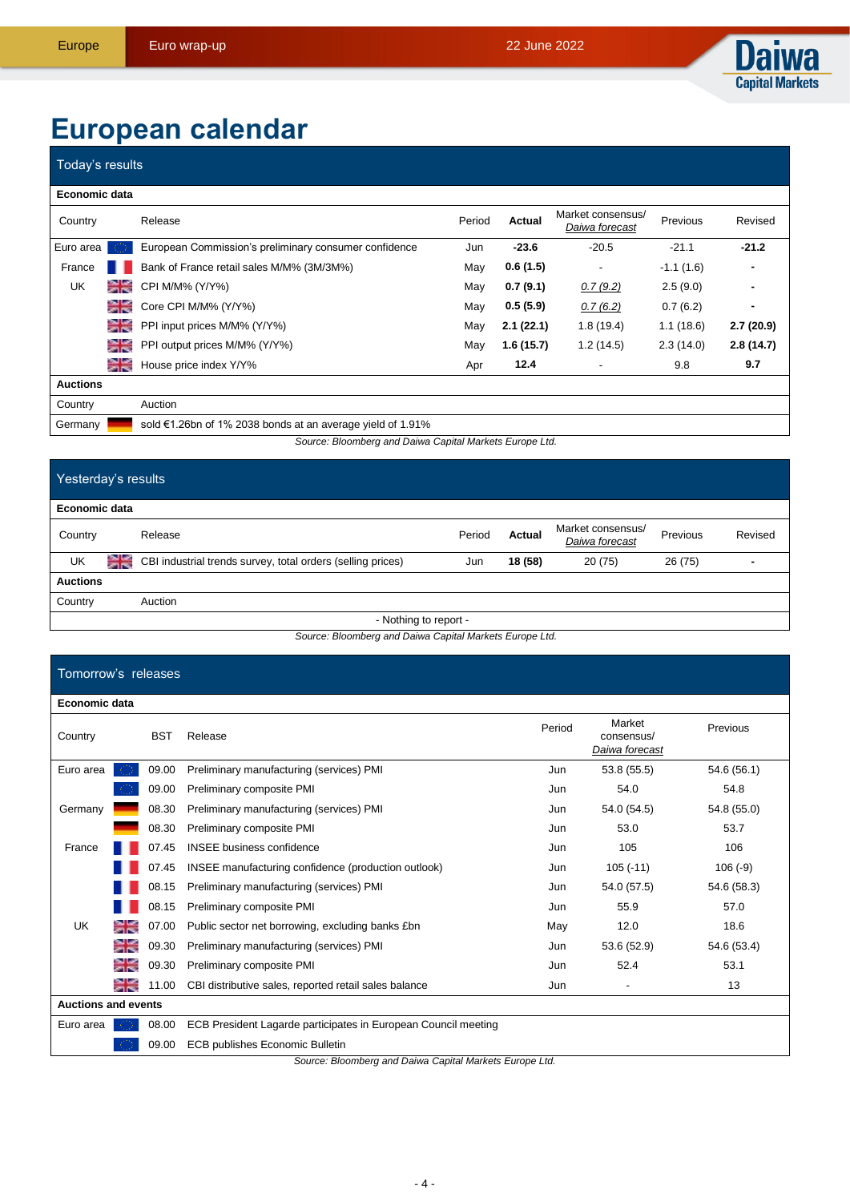# European calendar

## Today's results

| Economic data | | | | | | |
|---|---|---|---|---|---|---|
| Country | Release | Period | Actual | Market consensus/ *Daiwa forecast* | Previous | Revised |
| Euro area | European Commission's preliminary consumer confidence | Jun | **-23.6** | -20.5 | -21.1 | **-21.2** |
| France | Bank of France retail sales M/M% (3M/3M%) | May | **0.6 (1.5)** | - | -1.1 (1.6) | - |
| UK | CPI M/M% (Y/Y%) | May | **0.7 (9.1)** | *0.7 (9.2)* | 2.5 (9.0) | - |
| | Core CPI M/M% (Y/Y%) | May | **0.5 (5.9)** | *0.7 (6.2)* | 0.7 (6.2) | - |
| | PPI input prices M/M% (Y/Y%) | May | **2.1 (22.1)** | 1.8 (19.4) | 1.1 (18.6) | **2.7 (20.9)** |
| | PPI output prices M/M% (Y/Y%) | May | **1.6 (15.7)** | 1.2 (14.5) | 2.3 (14.0) | **2.8 (14.7)** |
| | House price index Y/Y% | Apr | **12.4** | - | 9.8 | **9.7** |
| **Auctions** | | | | | | |
| Country | Auction | | | | | |
| Germany | sold €1.26bn of 1% 2038 bonds at an average yield of 1.91% | | | | | |

*Source: Bloomberg and Daiwa Capital Markets Europe Ltd.*

## Yesterday's results

| Economic data | | | | | | |
|---|---|---|---|---|---|---|
| Country | Release | Period | Actual | Market consensus/ *Daiwa forecast* | Previous | Revised |
| UK | CBI industrial trends survey, total orders (selling prices) | Jun | **18 (58)** | 20 (75) | 26 (75) | - |
| **Auctions** | | | | | | |
| Country | Auction | | | | | |
| | - Nothing to report - | | | | | |

*Source: Bloomberg and Daiwa Capital Markets Europe Ltd.*

## Tomorrow's releases

| Economic data | | | | | |
|---|---|---|---|---|---|
| Country | BST | Release | Period | Market consensus/ *Daiwa forecast* | Previous |
| Euro area | 09.00 | Preliminary manufacturing (services) PMI | Jun | 53.8 (55.5) | 54.6 (56.1) |
| | 09.00 | Preliminary composite PMI | Jun | 54.0 | 54.8 |
| Germany | 08.30 | Preliminary manufacturing (services) PMI | Jun | 54.0 (54.5) | 54.8 (55.0) |
| | 08.30 | Preliminary composite PMI | Jun | 53.0 | 53.7 |
| France | 07.45 | INSEE business confidence | Jun | 105 | 106 |
| | 07.45 | INSEE manufacturing confidence (production outlook) | Jun | 105 (-11) | 106 (-9) |
| | 08.15 | Preliminary manufacturing (services) PMI | Jun | 54.0 (57.5) | 54.6 (58.3) |
| | 08.15 | Preliminary composite PMI | Jun | 55.9 | 57.0 |
| UK | 07.00 | Public sector net borrowing, excluding banks £bn | May | 12.0 | 18.6 |
| | 09.30 | Preliminary manufacturing (services) PMI | Jun | 53.6 (52.9) | 54.6 (53.4) |
| | 09.30 | Preliminary composite PMI | Jun | 52.4 | 53.1 |
| | 11.00 | CBI distributive sales, reported retail sales balance | Jun | - | 13 |
| **Auctions and events** | | | | | |
| Euro area | 08.00 | ECB President Lagarde participates in European Council meeting | | | |
| | 09.00 | ECB publishes Economic Bulletin | | | |

*Source: Bloomberg and Daiwa Capital Markets Europe Ltd.*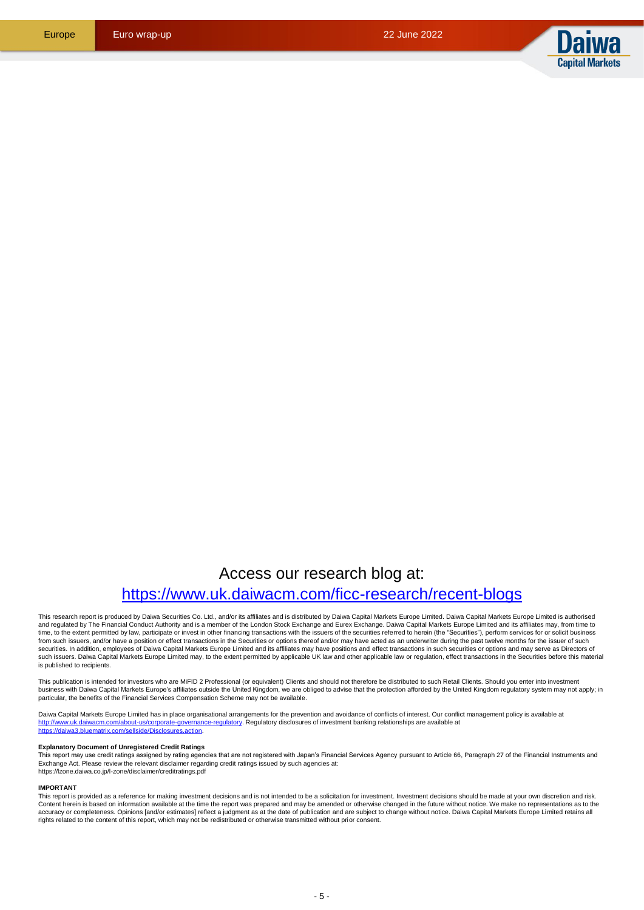Access our research blog at:

https://www.uk.daiwacm.com/ficc-research/recent-blogs

This research report is produced by Daiwa Securities Co. Ltd., and/or its affiliates and is distributed by Daiwa Capital Markets Europe Limited. Daiwa Capital Markets Europe Limited is authorised and regulated by The Financial Conduct Authority and is a member of the London Stock Exchange and Eurex Exchange. Daiwa Capital Markets Europe Limited and its affiliates may, from time to time, to the extent permitted by law, participate or invest in other financing transactions with the issuers of the securities referred to herein (the "Securities"), perform services for or solicit business from such issuers, and/or have a position or effect transactions in the Securities or options thereof and/or may have acted as an underwriter during the past twelve months for the issuer of such securities. In addition, employees of Daiwa Capital Markets Europe Limited and its affiliates may have positions and effect transactions in such securities or options and may serve as Directors of such issuers. Daiwa Capital Markets Europe Limited may, to the extent permitted by applicable UK law and other applicable law or regulation, effect transactions in the Securities before this material is published to recipients.

This publication is intended for investors who are MiFID 2 Professional (or equivalent) Clients and should not therefore be distributed to such Retail Clients. Should you enter into investment business with Daiwa Capital Markets Europe's affiliates outside the United Kingdom, we are obliged to advise that the protection afforded by the United Kingdom regulatory system may not apply; in particular, the benefits of the Financial Services Compensation Scheme may not be available.

Daiwa Capital Markets Europe Limited has in place organisational arrangements for the prevention and avoidance of conflicts of interest. Our conflict management policy is available at http://www.uk.daiwacm.com/about-us/corporate-governance-regulatory. Regulatory disclosures of investment banking relationships are available at https://daiwa3.bluematrix.com/sellside/Disclosures.action.

**Explanatory Document of Unregistered Credit Ratings**

This report may use credit ratings assigned by rating agencies that are not registered with Japan's Financial Services Agency pursuant to Article 66, Paragraph 27 of the Financial Instruments and Exchange Act. Please review the relevant disclaimer regarding credit ratings issued by such agencies at:
https://lzone.daiwa.co.jp/l-zone/disclaimer/creditratings.pdf

**IMPORTANT**

This report is provided as a reference for making investment decisions and is not intended to be a solicitation for investment. Investment decisions should be made at your own discretion and risk. Content herein is based on information available at the time the report was prepared and may be amended or otherwise changed in the future without notice. We make no representations as to the accuracy or completeness. Opinions [and/or estimates] reflect a judgment as at the date of publication and are subject to change without notice. Daiwa Capital Markets Europe Limited retains all rights related to the content of this report, which may not be redistributed or otherwise transmitted without prior consent.